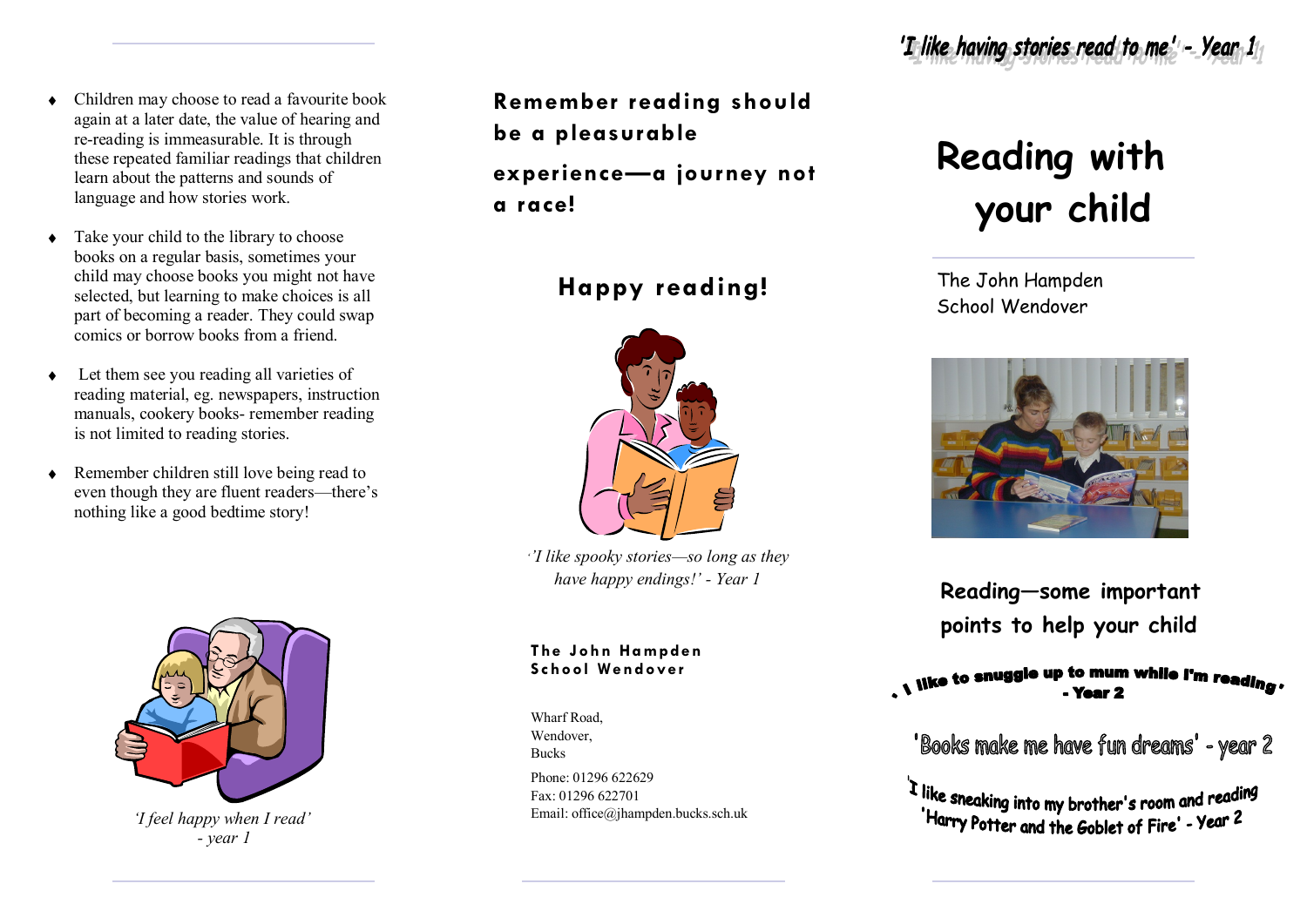- Children may choose to read a favourite book again at a later date, the value of hearing and re-reading is immeasurable. It is through these repeated familiar readings that children learn about the patterns and sounds of language and how stories work.
- Take your child to the library to choose books on a regular basis, sometimes your child may choose books you might not have selected, but learning to make choices is all part of becoming a reader. They could swap comics or borrow books from a friend.
- Let them see you reading all varieties of reading material, eg. newspapers, instruction manuals, cookery books- remember reading is not limited to reading stories.
- Remember children still love being read to even though they are fluent readers—there's nothing like a good bedtime story!

*'I feel happy when I read' - year 1*

**Remember reading should be a pleasurable experience—a journey not a race!**

## Happy reading!

*'I like spooky stories—so long as they have happy endings!' - Year 1*

**The John Hampden School Wendover**

Wharf Road,
Wendover,
Bucks

Phone: 01296 622629
Fax: 01296 622701
Email: office@jhampden.bucks.sch.uk

'I like having stories read to me' - Year 1

# Reading with your child

The John Hampden School Wendover

## Reading—some important points to help your child

'I like to snuggle up to mum while I'm reading' - Year 2

'Books make me have fun dreams' - year 2

'I like sneaking into my brother's room and reading 'Harry Potter and the Goblet of Fire' - Year 2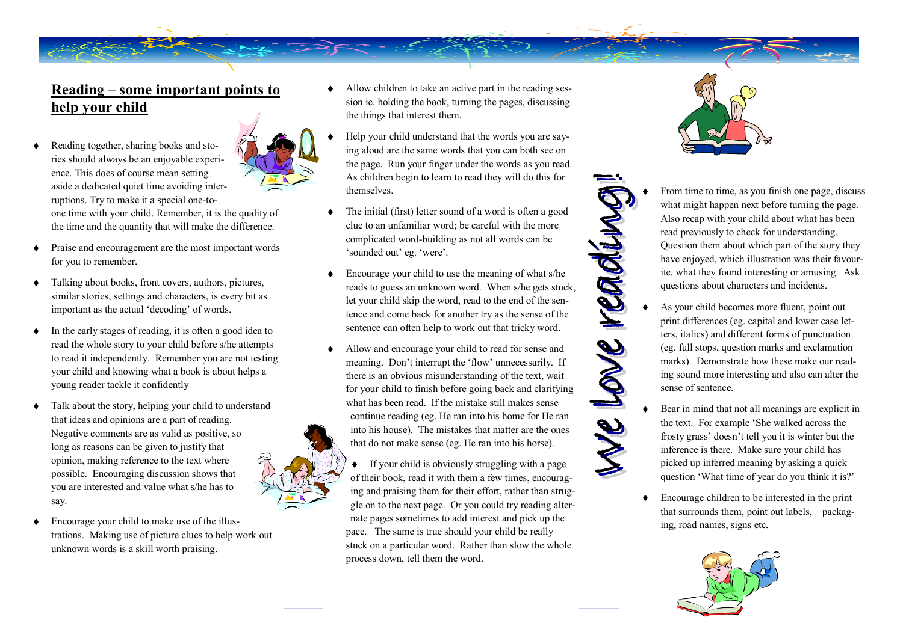## Reading – some important points to help your child

- Reading together, sharing books and stories should always be an enjoyable experience. This does of course mean setting aside a dedicated quiet time avoiding interruptions. Try to make it a special one-to-one time with your child. Remember, it is the quality of the time and the quantity that will make the difference.
- Praise and encouragement are the most important words for you to remember.
- Talking about books, front covers, authors, pictures, similar stories, settings and characters, is every bit as important as the actual 'decoding' of words.
- In the early stages of reading, it is often a good idea to read the whole story to your child before s/he attempts to read it independently. Remember you are not testing your child and knowing what a book is about helps a young reader tackle it confidently
- Talk about the story, helping your child to understand that ideas and opinions are a part of reading. Negative comments are as valid as positive, so long as reasons can be given to justify that opinion, making reference to the text where possible. Encouraging discussion shows that you are interested and value what s/he has to say.
- Encourage your child to make use of the illustrations. Making use of picture clues to help work out unknown words is a skill worth praising.
- Allow children to take an active part in the reading session ie. holding the book, turning the pages, discussing the things that interest them.
- Help your child understand that the words you are saying aloud are the same words that you can both see on the page. Run your finger under the words as you read. As children begin to learn to read they will do this for themselves.
- The initial (first) letter sound of a word is often a good clue to an unfamiliar word; be careful with the more complicated word-building as not all words can be 'sounded out' eg. 'were'.
- Encourage your child to use the meaning of what s/he reads to guess an unknown word. When s/he gets stuck, let your child skip the word, read to the end of the sentence and come back for another try as the sense of the sentence can often help to work out that tricky word.
- Allow and encourage your child to read for sense and meaning. Don't interrupt the 'flow' unnecessarily. If there is an obvious misunderstanding of the text, wait for your child to finish before going back and clarifying what has been read. If the mistake still makes sense continue reading (eg. He ran into his home for He ran into his house). The mistakes that matter are the ones that do not make sense (eg. He ran into his horse).
- If your child is obviously struggling with a page of their book, read it with them a few times, encouraging and praising them for their effort, rather than struggle on to the next page. Or you could try reading alternate pages sometimes to add interest and pick up the pace. The same is true should your child be really stuck on a particular word. Rather than slow the whole process down, tell them the word.

We Love reading!

- From time to time, as you finish one page, discuss what might happen next before turning the page. Also recap with your child about what has been read previously to check for understanding. Question them about which part of the story they have enjoyed, which illustration was their favourite, what they found interesting or amusing. Ask questions about characters and incidents.
- As your child becomes more fluent, point out print differences (eg. capital and lower case letters, italics) and different forms of punctuation (eg. full stops, question marks and exclamation marks). Demonstrate how these make our reading sound more interesting and also can alter the sense of sentence.
- Bear in mind that not all meanings are explicit in the text. For example 'She walked across the frosty grass' doesn't tell you it is winter but the inference is there. Make sure your child has picked up inferred meaning by asking a quick question 'What time of year do you think it is?'
- Encourage children to be interested in the print that surrounds them, point out labels, packaging, road names, signs etc.